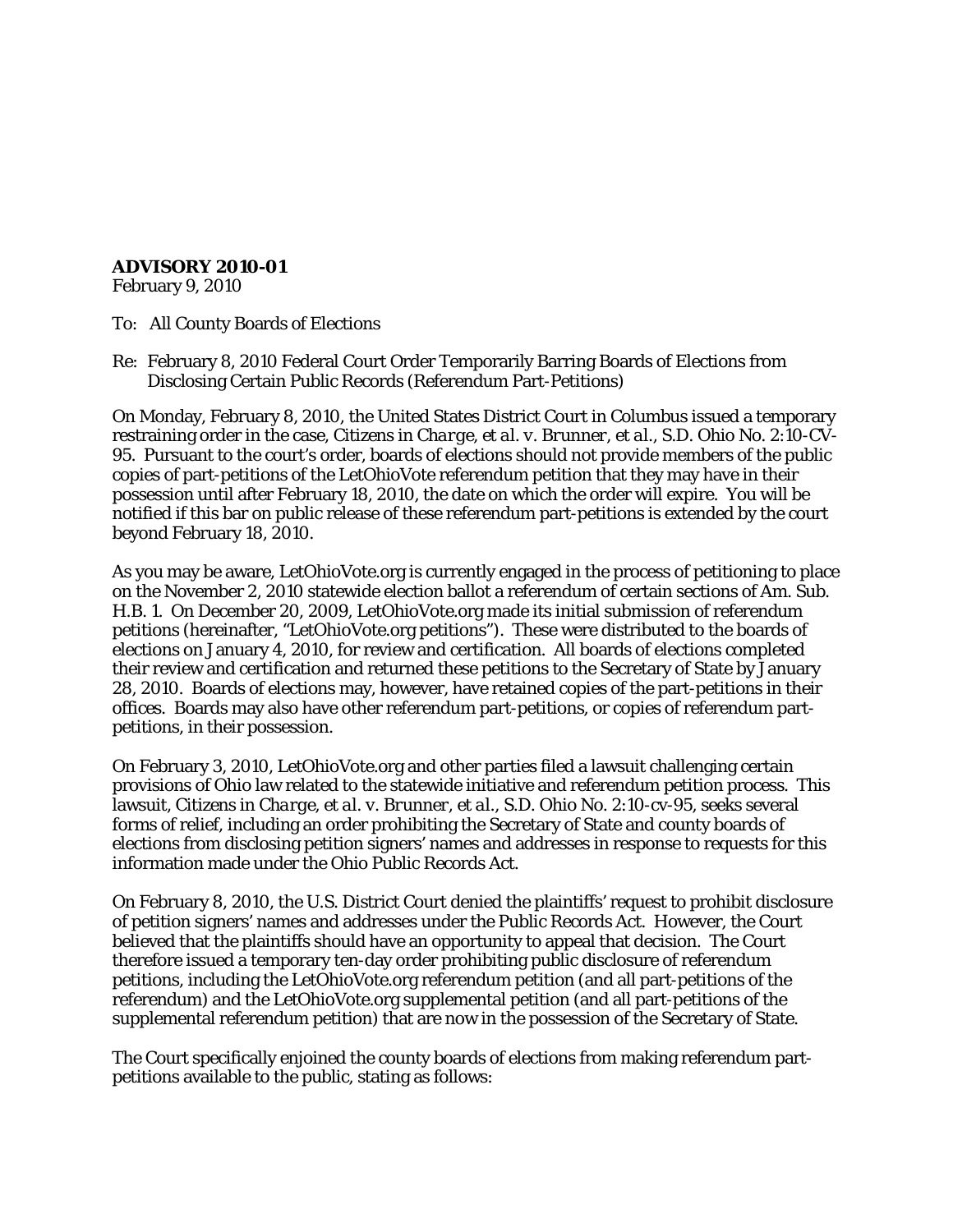**ADVISORY 2010-01**
February 9, 2010

To: All County Boards of Elections

Re: February 8, 2010 Federal Court Order Temporarily Barring Boards of Elections from Disclosing Certain Public Records (Referendum Part-Petitions)

On Monday, February 8, 2010, the United States District Court in Columbus issued a temporary restraining order in the case, *Citizens in Charge, et al. v. Brunner, et al.*, S.D. Ohio No. 2:10-CV-95. Pursuant to the court's order, boards of elections should not provide members of the public copies of part-petitions of the LetOhioVote referendum petition that they may have in their possession until after February 18, 2010, the date on which the order will expire. You will be notified if this bar on public release of these referendum part-petitions is extended by the court beyond February 18, 2010.

As you may be aware, LetOhioVote.org is currently engaged in the process of petitioning to place on the November 2, 2010 statewide election ballot a referendum of certain sections of Am. Sub. H.B. 1. On December 20, 2009, LetOhioVote.org made its initial submission of referendum petitions (hereinafter, "LetOhioVote.org petitions"). These were distributed to the boards of elections on January 4, 2010, for review and certification. All boards of elections completed their review and certification and returned these petitions to the Secretary of State by January 28, 2010. Boards of elections may, however, have retained copies of the part-petitions in their offices. Boards may also have other referendum part-petitions, or copies of referendum part-petitions, in their possession.

On February 3, 2010, LetOhioVote.org and other parties filed a lawsuit challenging certain provisions of Ohio law related to the statewide initiative and referendum petition process. This lawsuit, *Citizens in Charge, et al. v. Brunner, et al.*, S.D. Ohio No. 2:10-cv-95, seeks several forms of relief, including an order prohibiting the Secretary of State and county boards of elections from disclosing petition signers' names and addresses in response to requests for this information made under the Ohio Public Records Act.

On February 8, 2010, the U.S. District Court denied the plaintiffs' request to prohibit disclosure of petition signers' names and addresses under the Public Records Act. However, the Court believed that the plaintiffs should have an opportunity to appeal that decision. The Court therefore issued a temporary ten-day order prohibiting public disclosure of referendum petitions, including the LetOhioVote.org referendum petition (and all part-petitions of the referendum) and the LetOhioVote.org supplemental petition (and all part-petitions of the supplemental referendum petition) that are now in the possession of the Secretary of State.

The Court specifically enjoined the county boards of elections from making referendum part-petitions available to the public, stating as follows: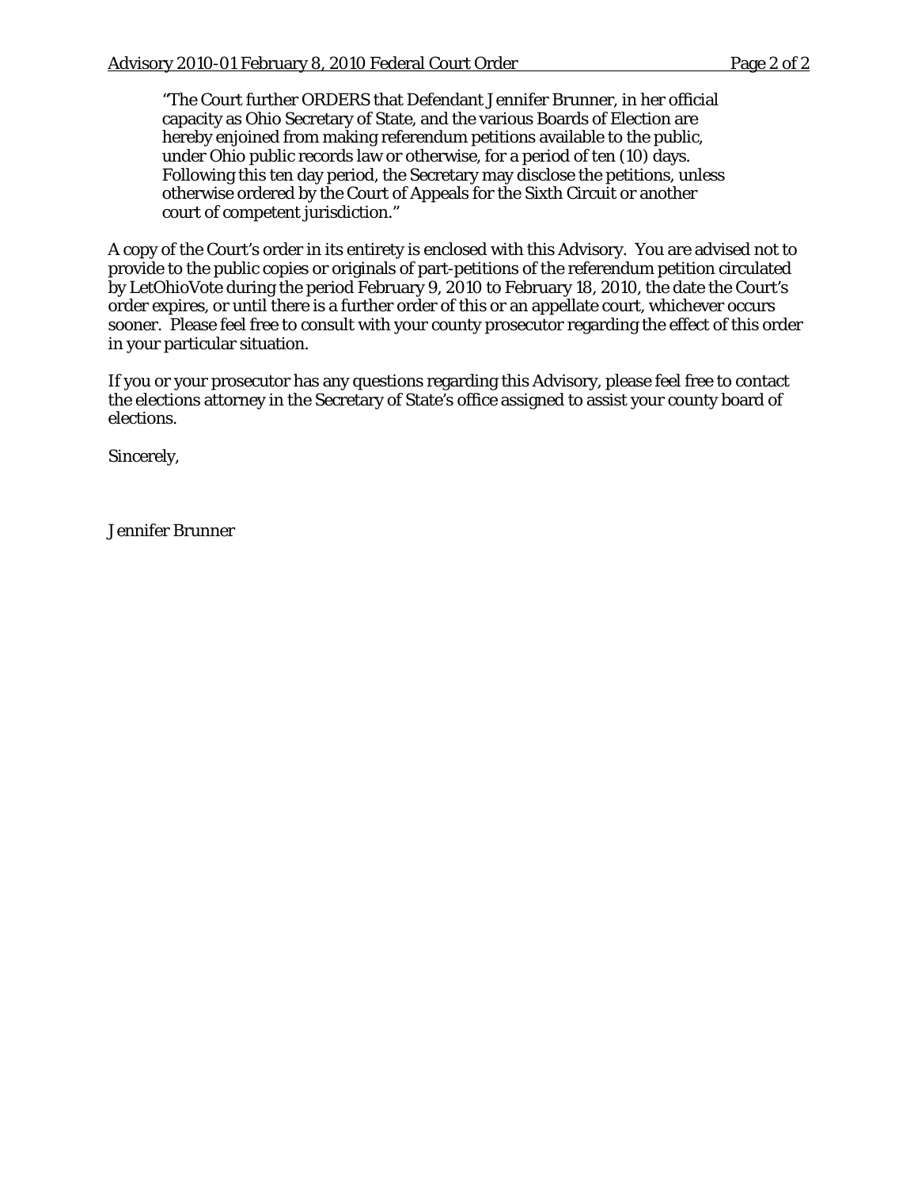> "The Court further ORDERS that Defendant Jennifer Brunner, in her official capacity as Ohio Secretary of State, and the various Boards of Election are hereby enjoined from making referendum petitions available to the public, under Ohio public records law or otherwise, for a period of ten (10) days. Following this ten day period, the Secretary may disclose the petitions, unless otherwise ordered by the Court of Appeals for the Sixth Circuit or another court of competent jurisdiction."

A copy of the Court's order in its entirety is enclosed with this Advisory. You are advised not to provide to the public copies or originals of part-petitions of the referendum petition circulated by LetOhioVote during the period February 9, 2010 to February 18, 2010, the date the Court's order expires, or until there is a further order of this or an appellate court, whichever occurs sooner. Please feel free to consult with your county prosecutor regarding the effect of this order in your particular situation.

If you or your prosecutor has any questions regarding this Advisory, please feel free to contact the elections attorney in the Secretary of State's office assigned to assist your county board of elections.

Sincerely,

Jennifer Brunner